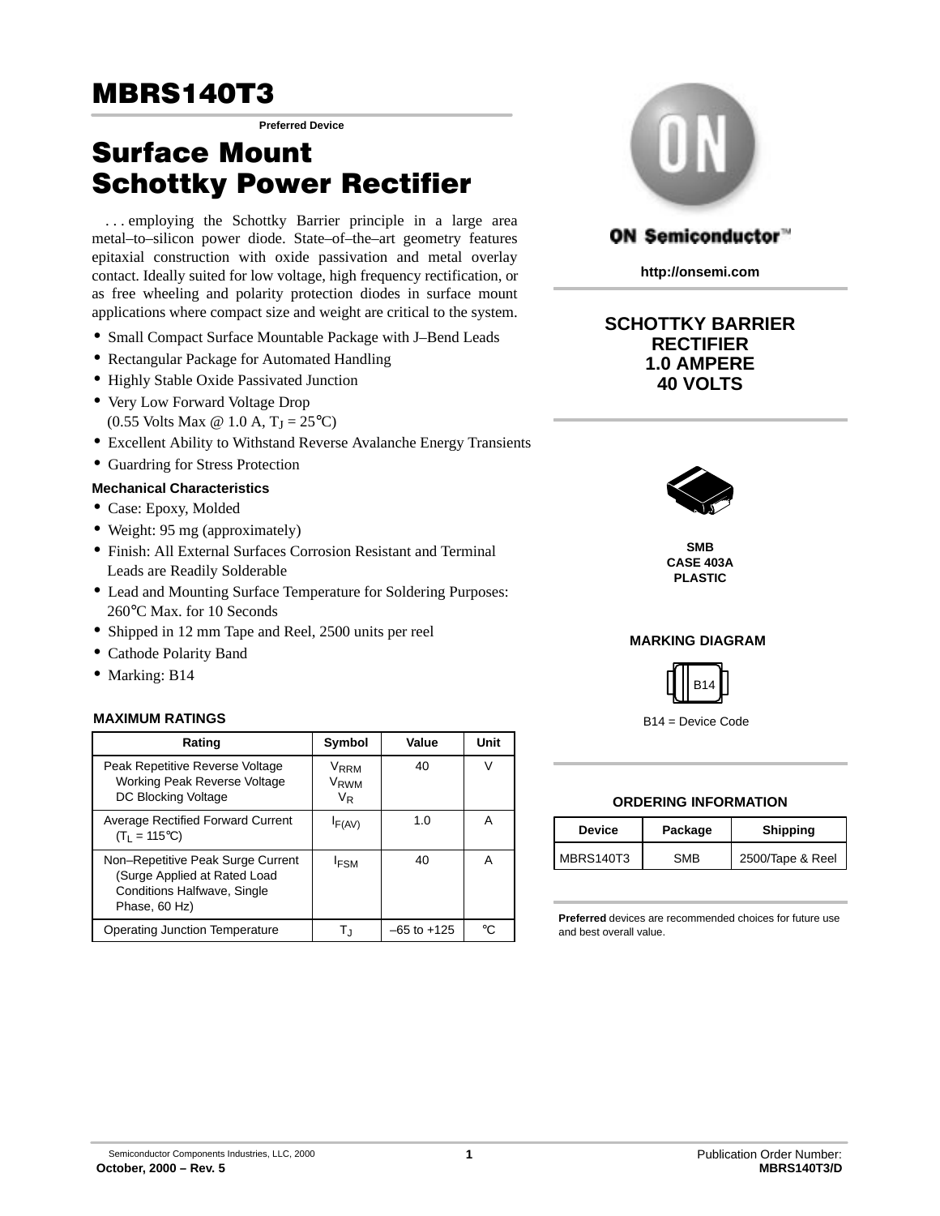# MBRS140T3

**Preferred Device**

# Surface Mount Schottky Power Rectifier

. . . employing the Schottky Barrier principle in a large area metal–to–silicon power diode. State–of–the–art geometry features epitaxial construction with oxide passivation and metal overlay contact. Ideally suited for low voltage, high frequency rectification, or as free wheeling and polarity protection diodes in surface mount applications where compact size and weight are critical to the system.

- Small Compact Surface Mountable Package with J–Bend Leads
- Rectangular Package for Automated Handling
- Highly Stable Oxide Passivated Junction
- Very Low Forward Voltage Drop (0.55 Volts Max @ 1.0 A, $T_J$ = 25°C)
- Excellent Ability to Withstand Reverse Avalanche Energy Transients
- Guardring for Stress Protection

**Mechanical Characteristics**

- Case: Epoxy, Molded
- Weight: 95 mg (approximately)
- Finish: All External Surfaces Corrosion Resistant and Terminal Leads are Readily Solderable
- Lead and Mounting Surface Temperature for Soldering Purposes: 260°C Max. for 10 Seconds
- Shipped in 12 mm Tape and Reel, 2500 units per reel
- Cathode Polarity Band
- Marking: B14

ON Semiconductor™

http://onsemi.com

**SCHOTTKY BARRIER RECTIFIER**
**1.0 AMPERE**
**40 VOLTS**

**SMB**
**CASE 403A**
**PLASTIC**

**MARKING DIAGRAM**

B14

B14 = Device Code

**MAXIMUM RATINGS**

| Rating | Symbol | Value | Unit |
|---|---|---|---|
| Peak Repetitive Reverse Voltage<br>Working Peak Reverse Voltage<br>DC Blocking Voltage | $V_{RRM}$<br>$V_{RWM}$<br>$V_R$ | 40 | V |
| Average Rectified Forward Current ($T_L$ = 115°C) | $I_{F(AV)}$ | 1.0 | A |
| Non–Repetitive Peak Surge Current (Surge Applied at Rated Load Conditions Halfwave, Single Phase, 60 Hz) | $I_{FSM}$ | 40 | A |
| Operating Junction Temperature | $T_J$ | –65 to +125 | °C |

**ORDERING INFORMATION**

| Device | Package | Shipping |
|---|---|---|
| MBRS140T3 | SMB | 2500/Tape & Reel |

**Preferred** devices are recommended choices for future use and best overall value.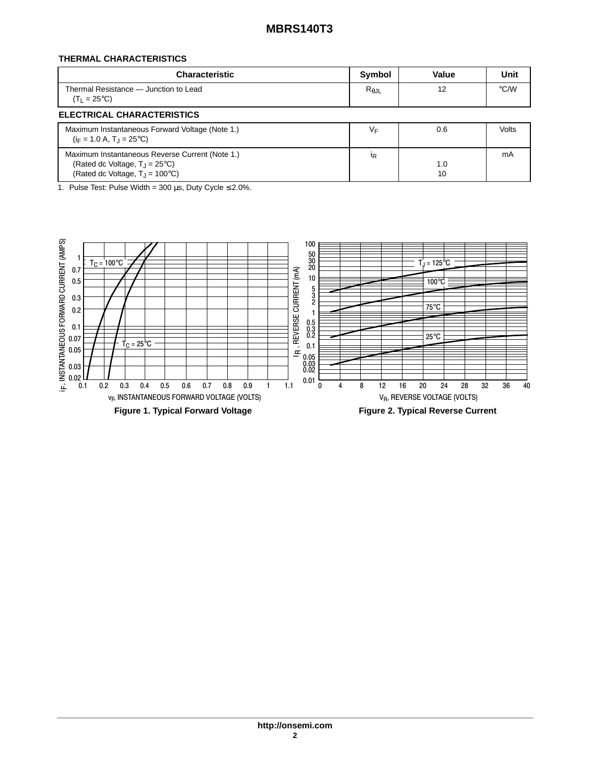### THERMAL CHARACTERISTICS

| Characteristic | Symbol | Value | Unit |
|---|---|---|---|
| Thermal Resistance — Junction to Lead ($T_L$ = 25°C) | $R_{\theta JL}$ | 12 | °C/W |

### ELECTRICAL CHARACTERISTICS

| Characteristic | Symbol | Value | Unit |
|---|---|---|---|
| Maximum Instantaneous Forward Voltage (Note 1.) ($i_F$ = 1.0 A, $T_J$ = 25°C) | $V_F$ | 0.6 | Volts |
| Maximum Instantaneous Reverse Current (Note 1.) (Rated dc Voltage, $T_J$ = 25°C) (Rated dc Voltage, $T_J$ = 100°C) | $i_R$ | 1.0 10 | mA |

1. Pulse Test: Pulse Width = 300 μs, Duty Cycle ≤ 2.0%.

Figure 1. Typical Forward Voltage

Figure 2. Typical Reverse Current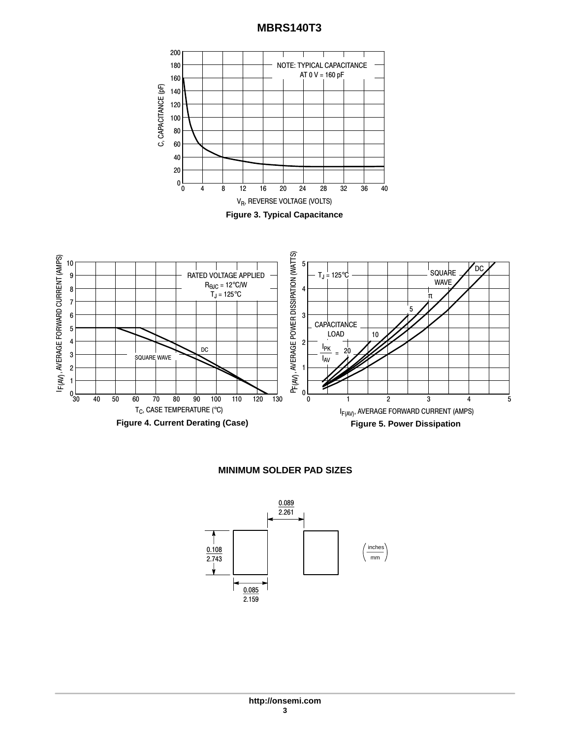Figure 3. Typical Capacitance

Figure 4. Current Derating (Case)

Figure 5. Power Dissipation

## MINIMUM SOLDER PAD SIZES

| | inches | mm |
|---|---|---|
| Pad spacing | 0.089 | 2.261 |
| Pad height | 0.108 | 2.743 |
| Pad width | 0.085 | 2.159 |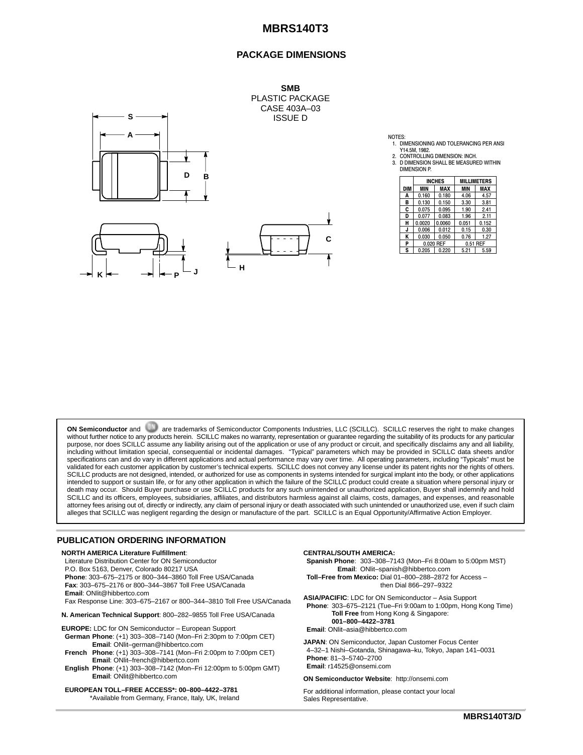## PACKAGE DIMENSIONS

**SMB**
PLASTIC PACKAGE
CASE 403A–03
ISSUE D

S
A
D
B
K
P
J
H
C

NOTES:
1. DIMENSIONING AND TOLERANCING PER ANSI Y14.5M, 1982.
2. CONTROLLING DIMENSION: INCH.
3. D DIMENSION SHALL BE MEASURED WITHIN DIMENSION P.

| DIM | INCHES | | MILLIMETERS | |
|---|---|---|---|---|
| | MIN | MAX | MIN | MAX |
| A | 0.160 | 0.180 | 4.06 | 4.57 |
| B | 0.130 | 0.150 | 3.30 | 3.81 |
| C | 0.075 | 0.095 | 1.90 | 2.41 |
| D | 0.077 | 0.083 | 1.96 | 2.11 |
| H | 0.0020 | 0.0060 | 0.051 | 0.152 |
| J | 0.006 | 0.012 | 0.15 | 0.30 |
| K | 0.030 | 0.050 | 0.76 | 1.27 |
| P | 0.020 REF | | 0.51 REF | |
| S | 0.205 | 0.220 | 5.21 | 5.59 |

**ON Semiconductor** and ON are trademarks of Semiconductor Components Industries, LLC (SCILLC). SCILLC reserves the right to make changes without further notice to any products herein. SCILLC makes no warranty, representation or guarantee regarding the suitability of its products for any particular purpose, nor does SCILLC assume any liability arising out of the application or use of any product or circuit, and specifically disclaims any and all liability, including without limitation special, consequential or incidental damages. "Typical" parameters which may be provided in SCILLC data sheets and/or specifications can and do vary in different applications and actual performance may vary over time. All operating parameters, including "Typicals" must be validated for each customer application by customer's technical experts. SCILLC does not convey any license under its patent rights nor the rights of others. SCILLC products are not designed, intended, or authorized for use as components in systems intended for surgical implant into the body, or other applications intended to support or sustain life, or for any other application in which the failure of the SCILLC product could create a situation where personal injury or death may occur. Should Buyer purchase or use SCILLC products for any such unintended or unauthorized application, Buyer shall indemnify and hold SCILLC and its officers, employees, subsidiaries, affiliates, and distributors harmless against all claims, costs, damages, and expenses, and reasonable attorney fees arising out of, directly or indirectly, any claim of personal injury or death associated with such unintended or unauthorized use, even if such claim alleges that SCILLC was negligent regarding the design or manufacture of the part. SCILLC is an Equal Opportunity/Affirmative Action Employer.

### PUBLICATION ORDERING INFORMATION

**NORTH AMERICA Literature Fulfillment**:
Literature Distribution Center for ON Semiconductor
P.O. Box 5163, Denver, Colorado 80217 USA
**Phone**: 303–675–2175 or 800–344–3860 Toll Free USA/Canada
**Fax**: 303–675–2176 or 800–344–3867 Toll Free USA/Canada
**Email**: ONlit@hibbertco.com
Fax Response Line: 303–675–2167 or 800–344–3810 Toll Free USA/Canada

**N. American Technical Support**: 800–282–9855 Toll Free USA/Canada

**EUROPE:** LDC for ON Semiconductor – European Support
**German Phone**: (+1) 303–308–7140 (Mon–Fri 2:30pm to 7:00pm CET)
**Email**: ONlit–german@hibbertco.com
**French Phone**: (+1) 303–308–7141 (Mon–Fri 2:00pm to 7:00pm CET)
**Email**: ONlit–french@hibbertco.com
**English Phone**: (+1) 303–308–7142 (Mon–Fri 12:00pm to 5:00pm GMT)
**Email**: ONlit@hibbertco.com

**EUROPEAN TOLL–FREE ACCESS*: 00–800–4422–3781**
*Available from Germany, France, Italy, UK, Ireland

**CENTRAL/SOUTH AMERICA:**
**Spanish Phone**: 303–308–7143 (Mon–Fri 8:00am to 5:00pm MST)
**Email**: ONlit–spanish@hibbertco.com
**Toll–Free from Mexico:** Dial 01–800–288–2872 for Access – then Dial 866–297–9322

**ASIA/PACIFIC**: LDC for ON Semiconductor – Asia Support
**Phone**: 303–675–2121 (Tue–Fri 9:00am to 1:00pm, Hong Kong Time)
**Toll Free** from Hong Kong & Singapore:
**001–800–4422–3781**
**Email**: ONlit–asia@hibbertco.com

**JAPAN**: ON Semiconductor, Japan Customer Focus Center
4–32–1 Nishi–Gotanda, Shinagawa–ku, Tokyo, Japan 141–0031
**Phone**: 81–3–5740–2700
**Email**: r14525@onsemi.com

**ON Semiconductor Website**: http://onsemi.com

For additional information, please contact your local Sales Representative.

**MBRS140T3/D**